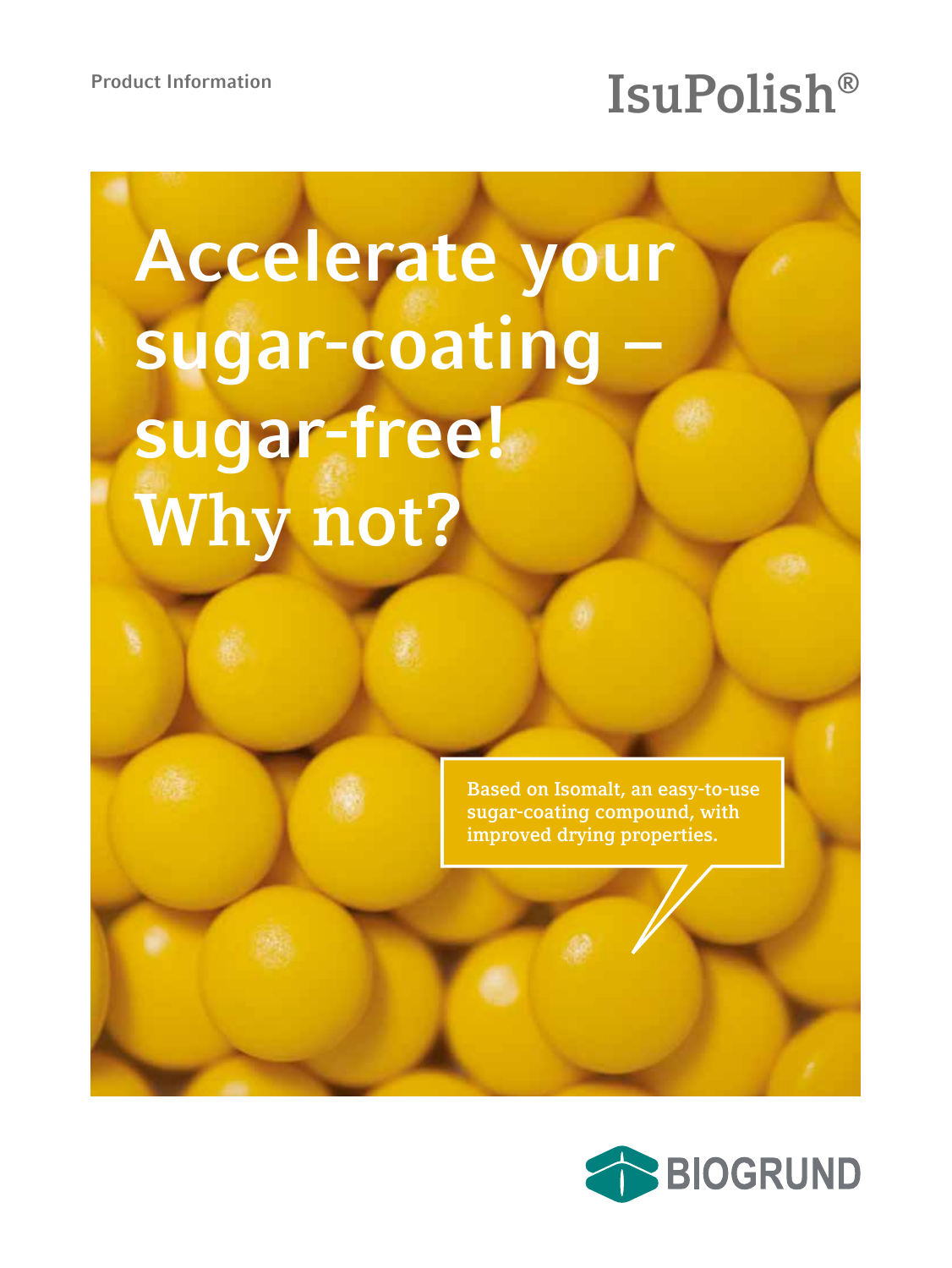Product Information

# IsuPolish®

# Accelerate your sugar-coating – sugar-free! Why not?

Based on Isomalt, an easy-to-use sugar-coating compound, with improved drying properties.

BIOGRUND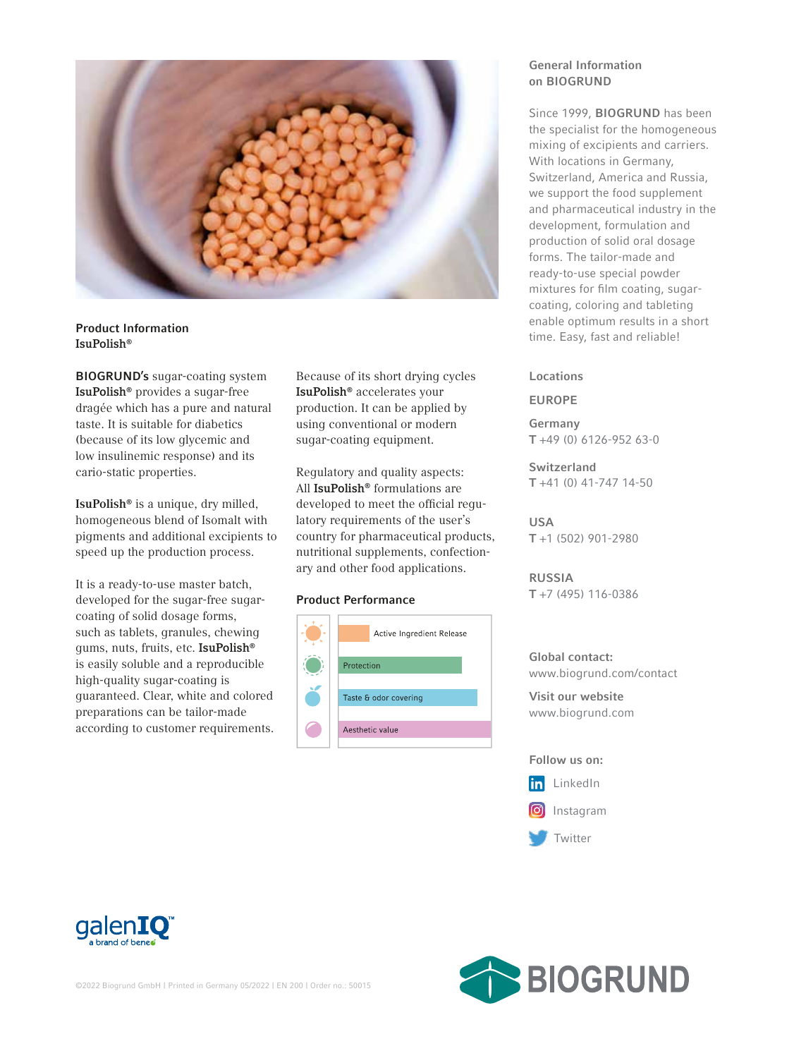## Product Information
**IsuPolish®**

**BIOGRUND's** sugar-coating system **IsuPolish®** provides a sugar-free dragée which has a pure and natural taste. It is suitable for diabetics (because of its low glycemic and low insulinemic response) and its cario-static properties.

**IsuPolish®** is a unique, dry milled, homogeneous blend of Isomalt with pigments and additional excipients to speed up the production process.

It is a ready-to-use master batch, developed for the sugar-free sugar-coating of solid dosage forms, such as tablets, granules, chewing gums, nuts, fruits, etc. **IsuPolish®** is easily soluble and a reproducible high-quality sugar-coating is guaranteed. Clear, white and colored preparations can be tailor-made according to customer requirements.

Because of its short drying cycles **IsuPolish®** accelerates your production. It can be applied by using conventional or modern sugar-coating equipment.

Regulatory and quality aspects:
All **IsuPolish®** formulations are developed to meet the official regulatory requirements of the user's country for pharmaceutical products, nutritional supplements, confectionary and other food applications.

### Product Performance

Active Ingredient Release

Protection

Taste & odor covering

Aesthetic value

## General Information on BIOGRUND

Since 1999, **BIOGRUND** has been the specialist for the homogeneous mixing of excipients and carriers. With locations in Germany, Switzerland, America and Russia, we support the food supplement and pharmaceutical industry in the development, formulation and production of solid oral dosage forms. The tailor-made and ready-to-use special powder mixtures for film coating, sugar-coating, coloring and tableting enable optimum results in a short time. Easy, fast and reliable!

### Locations

**EUROPE**

**Germany**
**T** +49 (0) 6126-952 63-0

**Switzerland**
**T** +41 (0) 41-747 14-50

**USA**
**T** +1 (502) 901-2980

**RUSSIA**
**T** +7 (495) 116-0386

**Global contact:**
www.biogrund.com/contact

**Visit our website**
www.biogrund.com

**Follow us on:**
LinkedIn
Instagram
Twitter

galenIQ™ a brand of beneo

BIOGRUND

©2022 Biogrund GmbH | Printed in Germany 05/2022 | EN 200 | Order no.: 50015